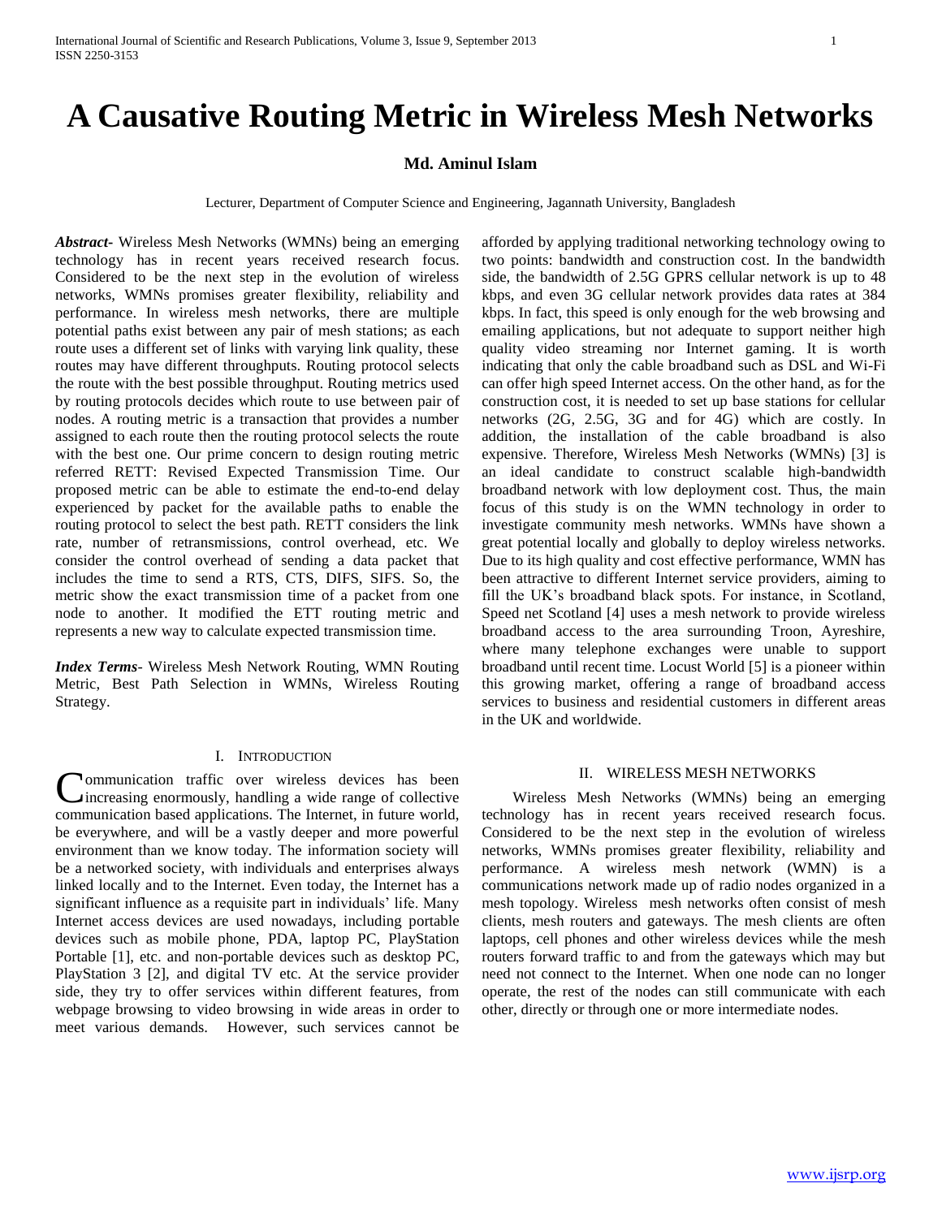# A Causative Routing Metric in Wireless Mesh Networks

**Md. Aminul Islam**

Lecturer, Department of Computer Science and Engineering, Jagannath University, Bangladesh

***Abstract-*** Wireless Mesh Networks (WMNs) being an emerging technology has in recent years received research focus. Considered to be the next step in the evolution of wireless networks, WMNs promises greater flexibility, reliability and performance. In wireless mesh networks, there are multiple potential paths exist between any pair of mesh stations; as each route uses a different set of links with varying link quality, these routes may have different throughputs. Routing protocol selects the route with the best possible throughput. Routing metrics used by routing protocols decides which route to use between pair of nodes. A routing metric is a transaction that provides a number assigned to each route then the routing protocol selects the route with the best one. Our prime concern to design routing metric referred RETT: Revised Expected Transmission Time. Our proposed metric can be able to estimate the end-to-end delay experienced by packet for the available paths to enable the routing protocol to select the best path. RETT considers the link rate, number of retransmissions, control overhead, etc. We consider the control overhead of sending a data packet that includes the time to send a RTS, CTS, DIFS, SIFS. So, the metric show the exact transmission time of a packet from one node to another. It modified the ETT routing metric and represents a new way to calculate expected transmission time.

***Index Terms-*** Wireless Mesh Network Routing, WMN Routing Metric, Best Path Selection in WMNs, Wireless Routing Strategy.

## I. Introduction

Communication traffic over wireless devices has been increasing enormously, handling a wide range of collective communication based applications. The Internet, in future world, be everywhere, and will be a vastly deeper and more powerful environment than we know today. The information society will be a networked society, with individuals and enterprises always linked locally and to the Internet. Even today, the Internet has a significant influence as a requisite part in individuals' life. Many Internet access devices are used nowadays, including portable devices such as mobile phone, PDA, laptop PC, PlayStation Portable [1], etc. and non-portable devices such as desktop PC, PlayStation 3 [2], and digital TV etc. At the service provider side, they try to offer services within different features, from webpage browsing to video browsing in wide areas in order to meet various demands. However, such services cannot be afforded by applying traditional networking technology owing to two points: bandwidth and construction cost. In the bandwidth side, the bandwidth of 2.5G GPRS cellular network is up to 48 kbps, and even 3G cellular network provides data rates at 384 kbps. In fact, this speed is only enough for the web browsing and emailing applications, but not adequate to support neither high quality video streaming nor Internet gaming. It is worth indicating that only the cable broadband such as DSL and Wi-Fi can offer high speed Internet access. On the other hand, as for the construction cost, it is needed to set up base stations for cellular networks (2G, 2.5G, 3G and for 4G) which are costly. In addition, the installation of the cable broadband is also expensive. Therefore, Wireless Mesh Networks (WMNs) [3] is an ideal candidate to construct scalable high-bandwidth broadband network with low deployment cost. Thus, the main focus of this study is on the WMN technology in order to investigate community mesh networks. WMNs have shown a great potential locally and globally to deploy wireless networks. Due to its high quality and cost effective performance, WMN has been attractive to different Internet service providers, aiming to fill the UK's broadband black spots. For instance, in Scotland, Speed net Scotland [4] uses a mesh network to provide wireless broadband access to the area surrounding Troon, Ayreshire, where many telephone exchanges were unable to support broadband until recent time. Locust World [5] is a pioneer within this growing market, offering a range of broadband access services to business and residential customers in different areas in the UK and worldwide.

## II. Wireless Mesh Networks

Wireless Mesh Networks (WMNs) being an emerging technology has in recent years received research focus. Considered to be the next step in the evolution of wireless networks, WMNs promises greater flexibility, reliability and performance. A wireless mesh network (WMN) is a communications network made up of radio nodes organized in a mesh topology. Wireless mesh networks often consist of mesh clients, mesh routers and gateways. The mesh clients are often laptops, cell phones and other wireless devices while the mesh routers forward traffic to and from the gateways which may but need not connect to the Internet. When one node can no longer operate, the rest of the nodes can still communicate with each other, directly or through one or more intermediate nodes.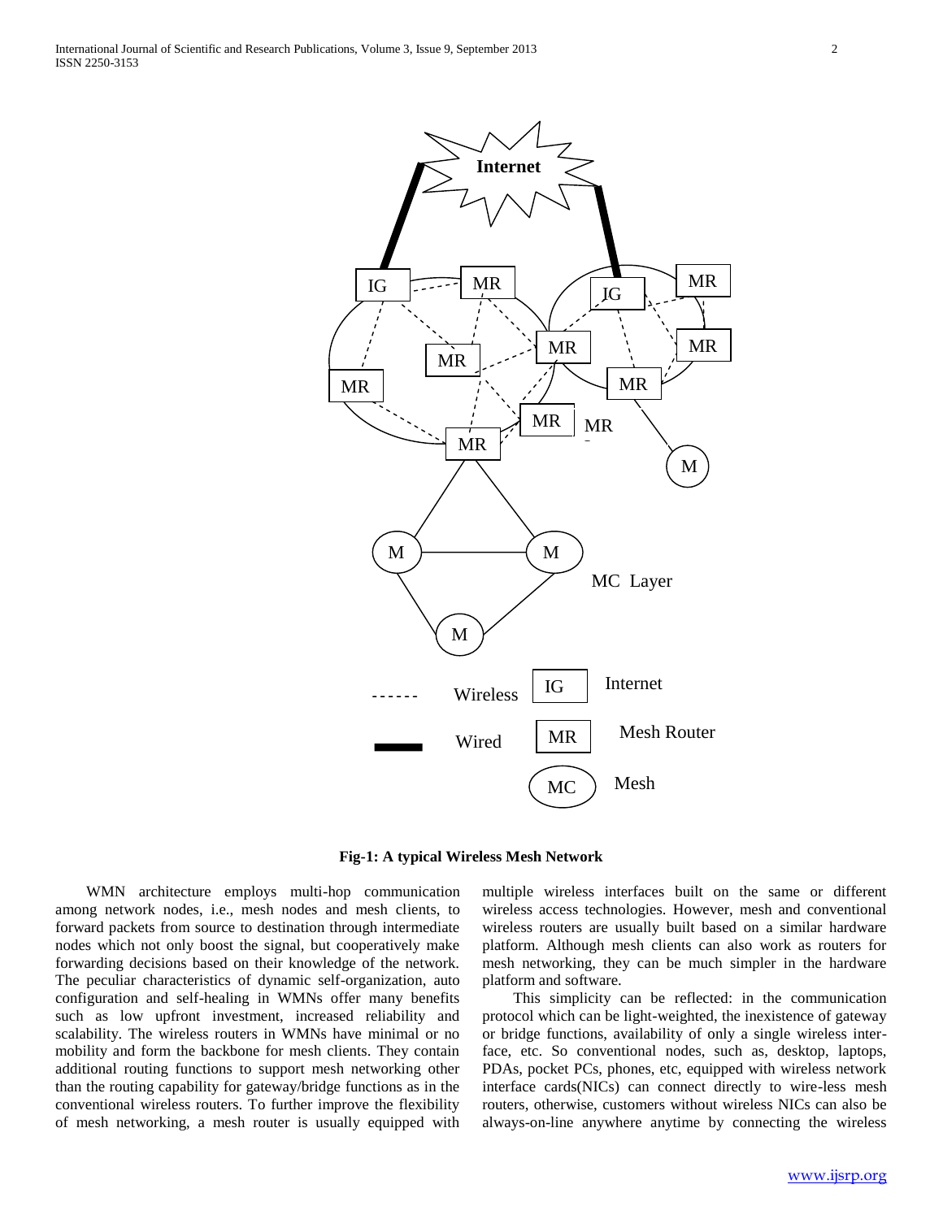**Fig-1: A typical Wireless Mesh Network**

WMN architecture employs multi-hop communication among network nodes, i.e., mesh nodes and mesh clients, to forward packets from source to destination through intermediate nodes which not only boost the signal, but cooperatively make forwarding decisions based on their knowledge of the network. The peculiar characteristics of dynamic self-organization, auto configuration and self-healing in WMNs offer many benefits such as low upfront investment, increased reliability and scalability. The wireless routers in WMNs have minimal or no mobility and form the backbone for mesh clients. They contain additional routing functions to support mesh networking other than the routing capability for gateway/bridge functions as in the conventional wireless routers. To further improve the flexibility of mesh networking, a mesh router is usually equipped with multiple wireless interfaces built on the same or different wireless access technologies. However, mesh and conventional wireless routers are usually built based on a similar hardware platform. Although mesh clients can also work as routers for mesh networking, they can be much simpler in the hardware platform and software.

This simplicity can be reflected: in the communication protocol which can be light-weighted, the inexistence of gateway or bridge functions, availability of only a single wireless inter-face, etc. So conventional nodes, such as, desktop, laptops, PDAs, pocket PCs, phones, etc, equipped with wireless network interface cards(NICs) can connect directly to wire-less mesh routers, otherwise, customers without wireless NICs can also be always-on-line anywhere anytime by connecting the wireless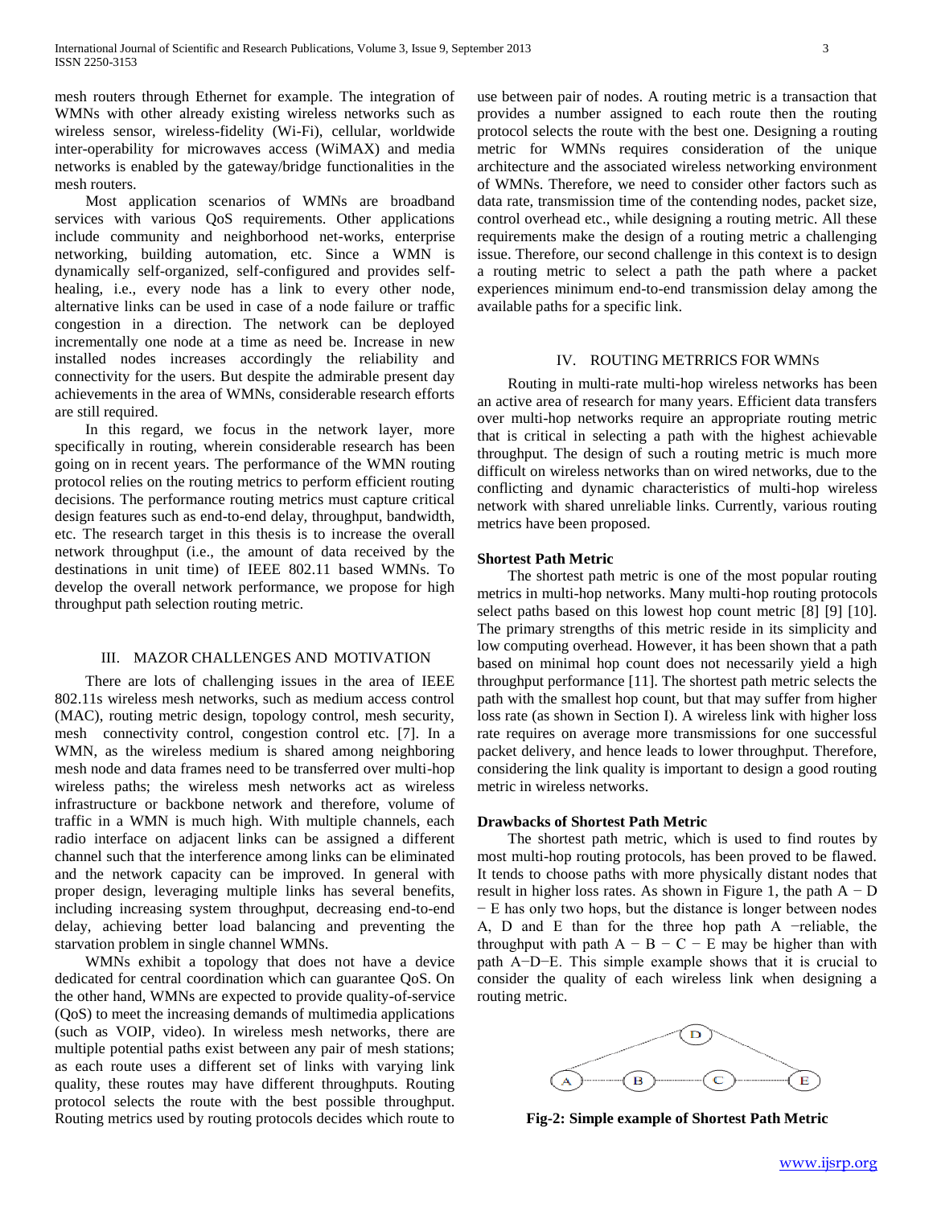mesh routers through Ethernet for example. The integration of WMNs with other already existing wireless networks such as wireless sensor, wireless-fidelity (Wi-Fi), cellular, worldwide inter-operability for microwaves access (WiMAX) and media networks is enabled by the gateway/bridge functionalities in the mesh routers.

Most application scenarios of WMNs are broadband services with various QoS requirements. Other applications include community and neighborhood net-works, enterprise networking, building automation, etc. Since a WMN is dynamically self-organized, self-configured and provides self-healing, i.e., every node has a link to every other node, alternative links can be used in case of a node failure or traffic congestion in a direction. The network can be deployed incrementally one node at a time as need be. Increase in new installed nodes increases accordingly the reliability and connectivity for the users. But despite the admirable present day achievements in the area of WMNs, considerable research efforts are still required.

In this regard, we focus in the network layer, more specifically in routing, wherein considerable research has been going on in recent years. The performance of the WMN routing protocol relies on the routing metrics to perform efficient routing decisions. The performance routing metrics must capture critical design features such as end-to-end delay, throughput, bandwidth, etc. The research target in this thesis is to increase the overall network throughput (i.e., the amount of data received by the destinations in unit time) of IEEE 802.11 based WMNs. To develop the overall network performance, we propose for high throughput path selection routing metric.

## III. MAZOR CHALLENGES AND MOTIVATION

There are lots of challenging issues in the area of IEEE 802.11s wireless mesh networks, such as medium access control (MAC), routing metric design, topology control, mesh security, mesh connectivity control, congestion control etc. [7]. In a WMN, as the wireless medium is shared among neighboring mesh node and data frames need to be transferred over multi-hop wireless paths; the wireless mesh networks act as wireless infrastructure or backbone network and therefore, volume of traffic in a WMN is much high. With multiple channels, each radio interface on adjacent links can be assigned a different channel such that the interference among links can be eliminated and the network capacity can be improved. In general with proper design, leveraging multiple links has several benefits, including increasing system throughput, decreasing end-to-end delay, achieving better load balancing and preventing the starvation problem in single channel WMNs.

WMNs exhibit a topology that does not have a device dedicated for central coordination which can guarantee QoS. On the other hand, WMNs are expected to provide quality-of-service (QoS) to meet the increasing demands of multimedia applications (such as VOIP, video). In wireless mesh networks, there are multiple potential paths exist between any pair of mesh stations; as each route uses a different set of links with varying link quality, these routes may have different throughputs. Routing protocol selects the route with the best possible throughput. Routing metrics used by routing protocols decides which route to use between pair of nodes. A routing metric is a transaction that provides a number assigned to each route then the routing protocol selects the route with the best one. Designing a routing metric for WMNs requires consideration of the unique architecture and the associated wireless networking environment of WMNs. Therefore, we need to consider other factors such as data rate, transmission time of the contending nodes, packet size, control overhead etc., while designing a routing metric. All these requirements make the design of a routing metric a challenging issue. Therefore, our second challenge in this context is to design a routing metric to select a path the path where a packet experiences minimum end-to-end transmission delay among the available paths for a specific link.

## IV. ROUTING METRRICS FOR WMNS

Routing in multi-rate multi-hop wireless networks has been an active area of research for many years. Efficient data transfers over multi-hop networks require an appropriate routing metric that is critical in selecting a path with the highest achievable throughput. The design of such a routing metric is much more difficult on wireless networks than on wired networks, due to the conflicting and dynamic characteristics of multi-hop wireless network with shared unreliable links. Currently, various routing metrics have been proposed.

### Shortest Path Metric

The shortest path metric is one of the most popular routing metrics in multi-hop networks. Many multi-hop routing protocols select paths based on this lowest hop count metric [8] [9] [10]. The primary strengths of this metric reside in its simplicity and low computing overhead. However, it has been shown that a path based on minimal hop count does not necessarily yield a high throughput performance [11]. The shortest path metric selects the path with the smallest hop count, but that may suffer from higher loss rate (as shown in Section I). A wireless link with higher loss rate requires on average more transmissions for one successful packet delivery, and hence leads to lower throughput. Therefore, considering the link quality is important to design a good routing metric in wireless networks.

### Drawbacks of Shortest Path Metric

The shortest path metric, which is used to find routes by most multi-hop routing protocols, has been proved to be flawed. It tends to choose paths with more physically distant nodes that result in higher loss rates. As shown in Figure 1, the path A − D − E has only two hops, but the distance is longer between nodes A, D and E than for the three hop path A −reliable, the throughput with path A − B − C − E may be higher than with path A−D−E. This simple example shows that it is crucial to consider the quality of each wireless link when designing a routing metric.

**Fig-2: Simple example of Shortest Path Metric**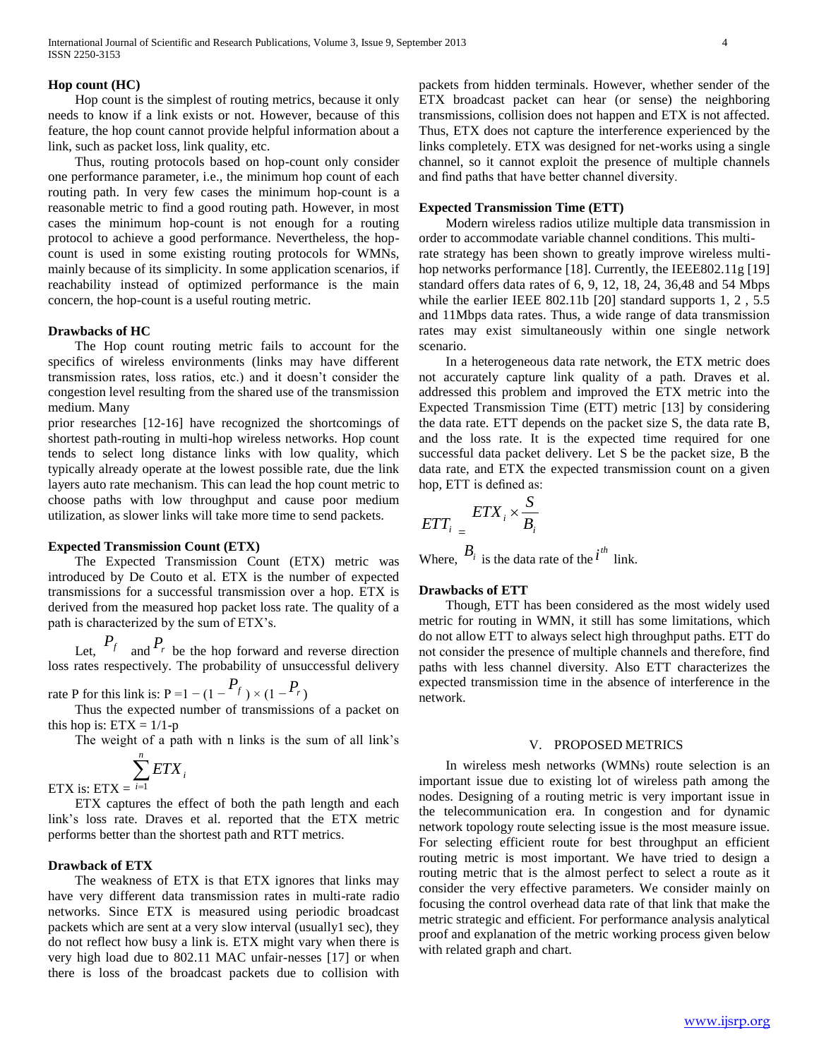#### Hop count (HC)

Hop count is the simplest of routing metrics, because it only needs to know if a link exists or not. However, because of this feature, the hop count cannot provide helpful information about a link, such as packet loss, link quality, etc.

Thus, routing protocols based on hop-count only consider one performance parameter, i.e., the minimum hop count of each routing path. In very few cases the minimum hop-count is a reasonable metric to find a good routing path. However, in most cases the minimum hop-count is not enough for a routing protocol to achieve a good performance. Nevertheless, the hop-count is used in some existing routing protocols for WMNs, mainly because of its simplicity. In some application scenarios, if reachability instead of optimized performance is the main concern, the hop-count is a useful routing metric.

#### Drawbacks of HC

The Hop count routing metric fails to account for the specifics of wireless environments (links may have different transmission rates, loss ratios, etc.) and it doesn't consider the congestion level resulting from the shared use of the transmission medium. Many prior researches [12-16] have recognized the shortcomings of shortest path-routing in multi-hop wireless networks. Hop count tends to select long distance links with low quality, which typically already operate at the lowest possible rate, due the link layers auto rate mechanism. This can lead the hop count metric to choose paths with low throughput and cause poor medium utilization, as slower links will take more time to send packets.

#### Expected Transmission Count (ETX)

The Expected Transmission Count (ETX) metric was introduced by De Couto et al. ETX is the number of expected transmissions for a successful transmission over a hop. ETX is derived from the measured hop packet loss rate. The quality of a path is characterized by the sum of ETX's.

Let, $P_f$ and $P_r$ be the hop forward and reverse direction loss rates respectively. The probability of unsuccessful delivery rate P for this link is: $P = 1 - (1 - P_f) \times (1 - P_r)$

Thus the expected number of transmissions of a packet on this hop is: ETX = 1/1-p

The weight of a path with n links is the sum of all link's ETX is: $ETX = \sum_{i=1}^{n} ETX_i$

ETX captures the effect of both the path length and each link's loss rate. Draves et al. reported that the ETX metric performs better than the shortest path and RTT metrics.

#### Drawback of ETX

The weakness of ETX is that ETX ignores that links may have very different data transmission rates in multi-rate radio networks. Since ETX is measured using periodic broadcast packets which are sent at a very slow interval (usually1 sec), they do not reflect how busy a link is. ETX might vary when there is very high load due to 802.11 MAC unfair-nesses [17] or when there is loss of the broadcast packets due to collision with packets from hidden terminals. However, whether sender of the ETX broadcast packet can hear (or sense) the neighboring transmissions, collision does not happen and ETX is not affected. Thus, ETX does not capture the interference experienced by the links completely. ETX was designed for net-works using a single channel, so it cannot exploit the presence of multiple channels and find paths that have better channel diversity.

#### Expected Transmission Time (ETT)

Modern wireless radios utilize multiple data transmission in order to accommodate variable channel conditions. This multi-rate strategy has been shown to greatly improve wireless multi-hop networks performance [18]. Currently, the IEEE802.11g [19] standard offers data rates of 6, 9, 12, 18, 24, 36,48 and 54 Mbps while the earlier IEEE 802.11b [20] standard supports 1, 2 , 5.5 and 11Mbps data rates. Thus, a wide range of data transmission rates may exist simultaneously within one single network scenario.

In a heterogeneous data rate network, the ETX metric does not accurately capture link quality of a path. Draves et al. addressed this problem and improved the ETX metric into the Expected Transmission Time (ETT) metric [13] by considering the data rate. ETT depends on the packet size S, the data rate B, and the loss rate. It is the expected time required for one successful data packet delivery. Let S be the packet size, B the data rate, and ETX the expected transmission count on a given hop, ETT is defined as:

$$ETT_i = ETX_i \times \frac{S}{B_i}$$

Where, $B_i$ is the data rate of the $i^{th}$ link.

#### Drawbacks of ETT

Though, ETT has been considered as the most widely used metric for routing in WMN, it still has some limitations, which do not allow ETT to always select high throughput paths. ETT do not consider the presence of multiple channels and therefore, find paths with less channel diversity. Also ETT characterizes the expected transmission time in the absence of interference in the network.

## V. PROPOSED METRICS

In wireless mesh networks (WMNs) route selection is an important issue due to existing lot of wireless path among the nodes. Designing of a routing metric is very important issue in the telecommunication era. In congestion and for dynamic network topology route selecting issue is the most measure issue. For selecting efficient route for best throughput an efficient routing metric is most important. We have tried to design a routing metric that is the almost perfect to select a route as it consider the very effective parameters. We consider mainly on focusing the control overhead data rate of that link that make the metric strategic and efficient. For performance analysis analytical proof and explanation of the metric working process given below with related graph and chart.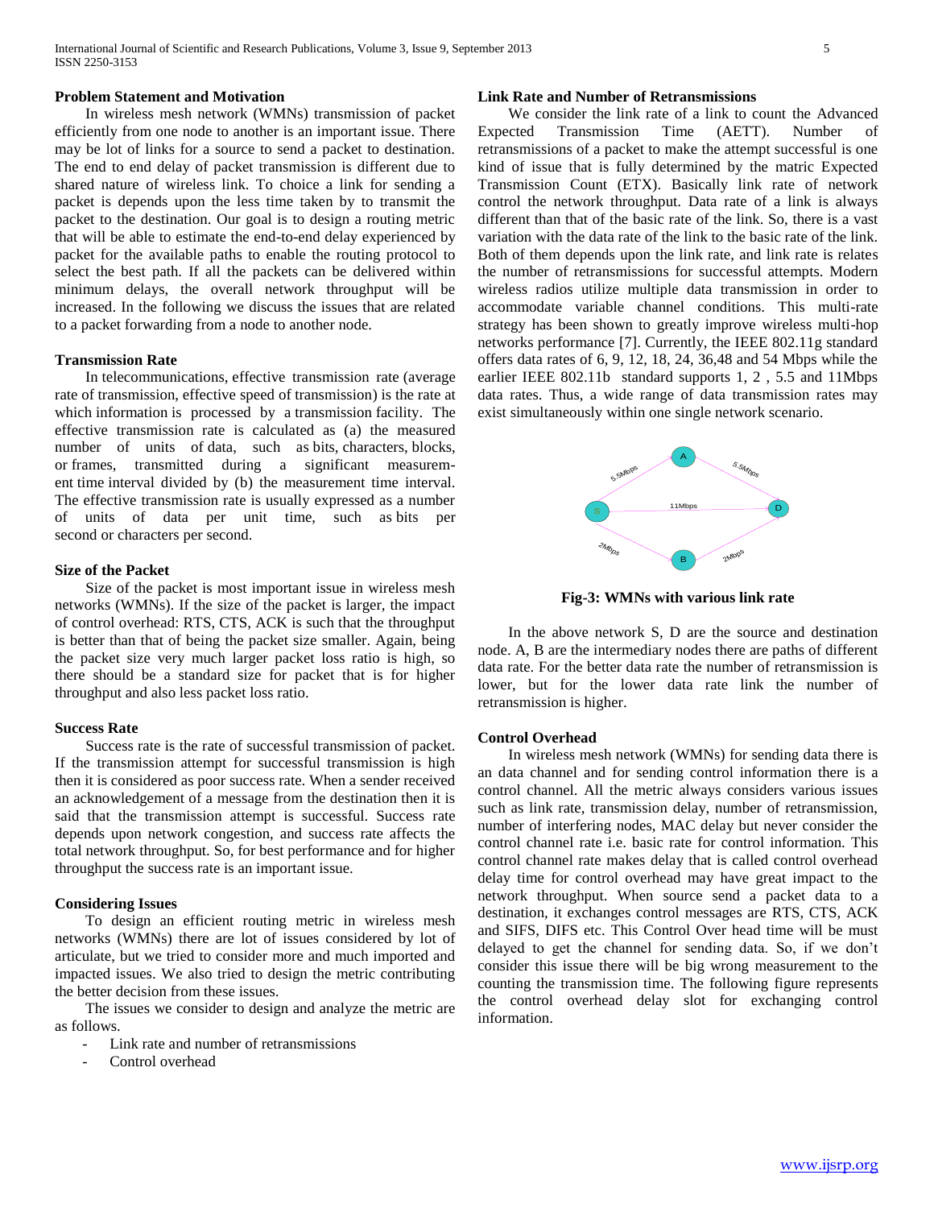### Problem Statement and Motivation

In wireless mesh network (WMNs) transmission of packet efficiently from one node to another is an important issue. There may be lot of links for a source to send a packet to destination. The end to end delay of packet transmission is different due to shared nature of wireless link. To choice a link for sending a packet is depends upon the less time taken by to transmit the packet to the destination. Our goal is to design a routing metric that will be able to estimate the end-to-end delay experienced by packet for the available paths to enable the routing protocol to select the best path. If all the packets can be delivered within minimum delays, the overall network throughput will be increased. In the following we discuss the issues that are related to a packet forwarding from a node to another node.

### Transmission Rate

In telecommunications, effective transmission rate (average rate of transmission, effective speed of transmission) is the rate at which information is processed by a transmission facility. The effective transmission rate is calculated as (a) the measured number of units of data, such as bits, characters, blocks, or frames, transmitted during a significant measurement time interval divided by (b) the measurement time interval. The effective transmission rate is usually expressed as a number of units of data per unit time, such as bits per second or characters per second.

### Size of the Packet

Size of the packet is most important issue in wireless mesh networks (WMNs). If the size of the packet is larger, the impact of control overhead: RTS, CTS, ACK is such that the throughput is better than that of being the packet size smaller. Again, being the packet size very much larger packet loss ratio is high, so there should be a standard size for packet that is for higher throughput and also less packet loss ratio.

### Success Rate

Success rate is the rate of successful transmission of packet. If the transmission attempt for successful transmission is high then it is considered as poor success rate. When a sender received an acknowledgement of a message from the destination then it is said that the transmission attempt is successful. Success rate depends upon network congestion, and success rate affects the total network throughput. So, for best performance and for higher throughput the success rate is an important issue.

### Considering Issues

To design an efficient routing metric in wireless mesh networks (WMNs) there are lot of issues considered by lot of articulate, but we tried to consider more and much imported and impacted issues. We also tried to design the metric contributing the better decision from these issues.

The issues we consider to design and analyze the metric are as follows.

- Link rate and number of retransmissions
- Control overhead

### Link Rate and Number of Retransmissions

We consider the link rate of a link to count the Advanced Expected Transmission Time (AETT). Number of retransmissions of a packet to make the attempt successful is one kind of issue that is fully determined by the matric Expected Transmission Count (ETX). Basically link rate of network control the network throughput. Data rate of a link is always different than that of the basic rate of the link. So, there is a vast variation with the data rate of the link to the basic rate of the link. Both of them depends upon the link rate, and link rate is relates the number of retransmissions for successful attempts. Modern wireless radios utilize multiple data transmission in order to accommodate variable channel conditions. This multi-rate strategy has been shown to greatly improve wireless multi-hop networks performance [7]. Currently, the IEEE 802.11g standard offers data rates of 6, 9, 12, 18, 24, 36,48 and 54 Mbps while the earlier IEEE 802.11b standard supports 1, 2 , 5.5 and 11Mbps data rates. Thus, a wide range of data transmission rates may exist simultaneously within one single network scenario.

**Fig-3: WMNs with various link rate**

In the above network S, D are the source and destination node. A, B are the intermediary nodes there are paths of different data rate. For the better data rate the number of retransmission is lower, but for the lower data rate link the number of retransmission is higher.

### Control Overhead

In wireless mesh network (WMNs) for sending data there is an data channel and for sending control information there is a control channel. All the metric always considers various issues such as link rate, transmission delay, number of retransmission, number of interfering nodes, MAC delay but never consider the control channel rate i.e. basic rate for control information. This control channel rate makes delay that is called control overhead delay time for control overhead may have great impact to the network throughput. When source send a packet data to a destination, it exchanges control messages are RTS, CTS, ACK and SIFS, DIFS etc. This Control Over head time will be must delayed to get the channel for sending data. So, if we don't consider this issue there will be big wrong measurement to the counting the transmission time. The following figure represents the control overhead delay slot for exchanging control information.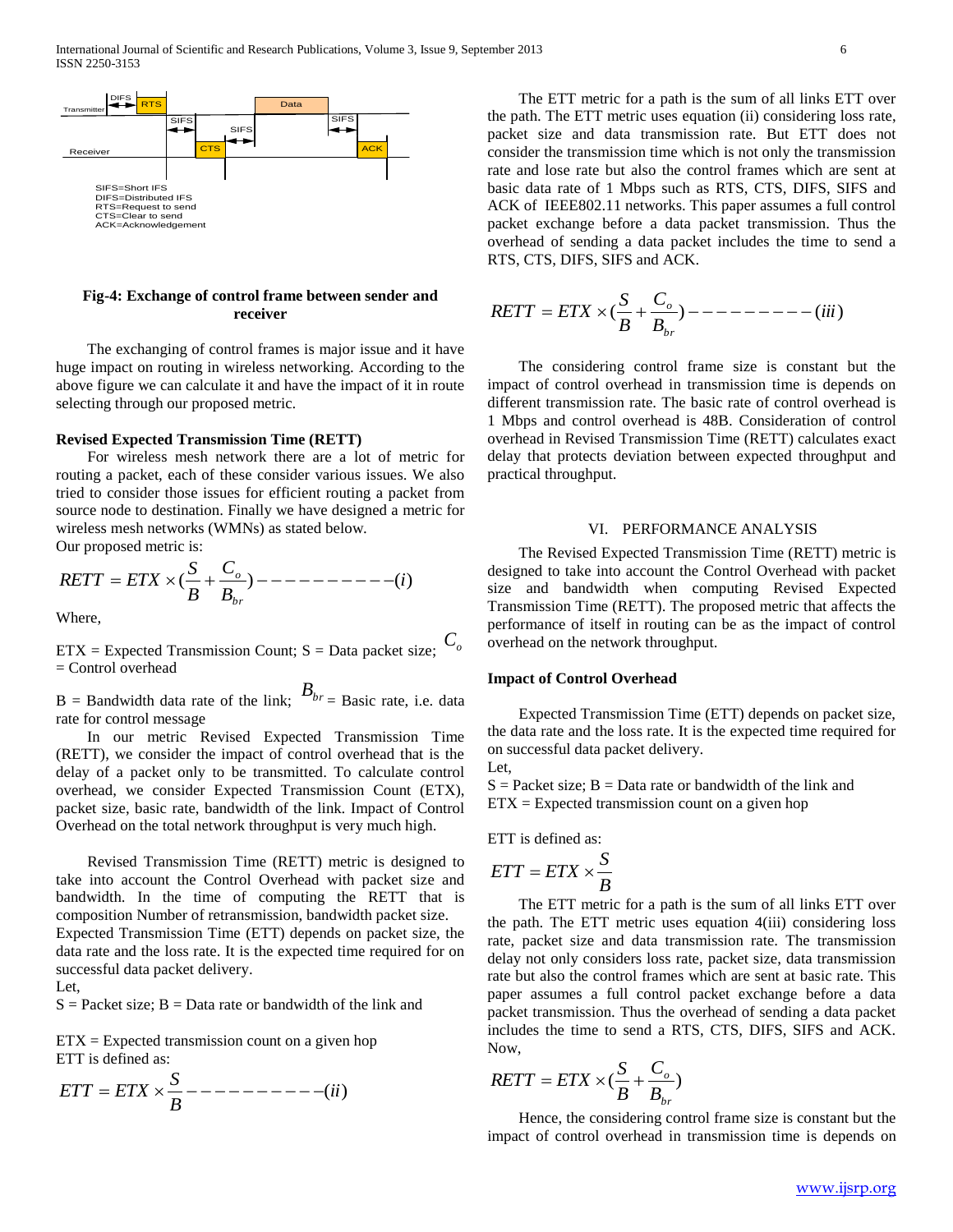Fig-4: Exchange of control frame between sender and receiver

The exchanging of control frames is major issue and it have huge impact on routing in wireless networking. According to the above figure we can calculate it and have the impact of it in route selecting through our proposed metric.

**Revised Expected Transmission Time (RETT)**

For wireless mesh network there are a lot of metric for routing a packet, each of these consider various issues. We also tried to consider those issues for efficient routing a packet from source node to destination. Finally we have designed a metric for wireless mesh networks (WMNs) as stated below.

Our proposed metric is:

$$RETT = ETX \times (\frac{S}{B} + \frac{C_o}{B_{br}}) ----------(i)$$

Where,

ETX = Expected Transmission Count; S = Data packet size; $C_o$ = Control overhead

B = Bandwidth data rate of the link; $B_{br}$ = Basic rate, i.e. data rate for control message

In our metric Revised Expected Transmission Time (RETT), we consider the impact of control overhead that is the delay of a packet only to be transmitted. To calculate control overhead, we consider Expected Transmission Count (ETX), packet size, basic rate, bandwidth of the link. Impact of Control Overhead on the total network throughput is very much high.

Revised Transmission Time (RETT) metric is designed to take into account the Control Overhead with packet size and bandwidth. In the time of computing the RETT that is composition Number of retransmission, bandwidth packet size.

Expected Transmission Time (ETT) depends on packet size, the data rate and the loss rate. It is the expected time required for on successful data packet delivery.

Let,

S = Packet size; B = Data rate or bandwidth of the link and

ETX = Expected transmission count on a given hop

ETT is defined as:

$$ETT = ETX \times \frac{S}{B} ----------(ii)$$

The ETT metric for a path is the sum of all links ETT over the path. The ETT metric uses equation (ii) considering loss rate, packet size and data transmission rate. But ETT does not consider the transmission time which is not only the transmission rate and lose rate but also the control frames which are sent at basic data rate of 1 Mbps such as RTS, CTS, DIFS, SIFS and ACK of IEEE802.11 networks. This paper assumes a full control packet exchange before a data packet transmission. Thus the overhead of sending a data packet includes the time to send a RTS, CTS, DIFS, SIFS and ACK.

$$RETT = ETX \times (\frac{S}{B} + \frac{C_o}{B_{br}}) ---------(iii)$$

The considering control frame size is constant but the impact of control overhead in transmission time is depends on different transmission rate. The basic rate of control overhead is 1 Mbps and control overhead is 48B. Consideration of control overhead in Revised Transmission Time (RETT) calculates exact delay that protects deviation between expected throughput and practical throughput.

## VI. PERFORMANCE ANALYSIS

The Revised Expected Transmission Time (RETT) metric is designed to take into account the Control Overhead with packet size and bandwidth when computing Revised Expected Transmission Time (RETT). The proposed metric that affects the performance of itself in routing can be as the impact of control overhead on the network throughput.

**Impact of Control Overhead**

Expected Transmission Time (ETT) depends on packet size, the data rate and the loss rate. It is the expected time required for on successful data packet delivery.

Let,

S = Packet size; B = Data rate or bandwidth of the link and

ETX = Expected transmission count on a given hop

ETT is defined as:

$$ETT = ETX \times \frac{S}{B}$$

The ETT metric for a path is the sum of all links ETT over the path. The ETT metric uses equation 4(iii) considering loss rate, packet size and data transmission rate. The transmission delay not only considers loss rate, packet size, data transmission rate but also the control frames which are sent at basic rate. This paper assumes a full control packet exchange before a data packet transmission. Thus the overhead of sending a data packet includes the time to send a RTS, CTS, DIFS, SIFS and ACK. Now,

$$RETT = ETX \times (\frac{S}{B} + \frac{C_o}{B_{br}})$$

Hence, the considering control frame size is constant but the impact of control overhead in transmission time is depends on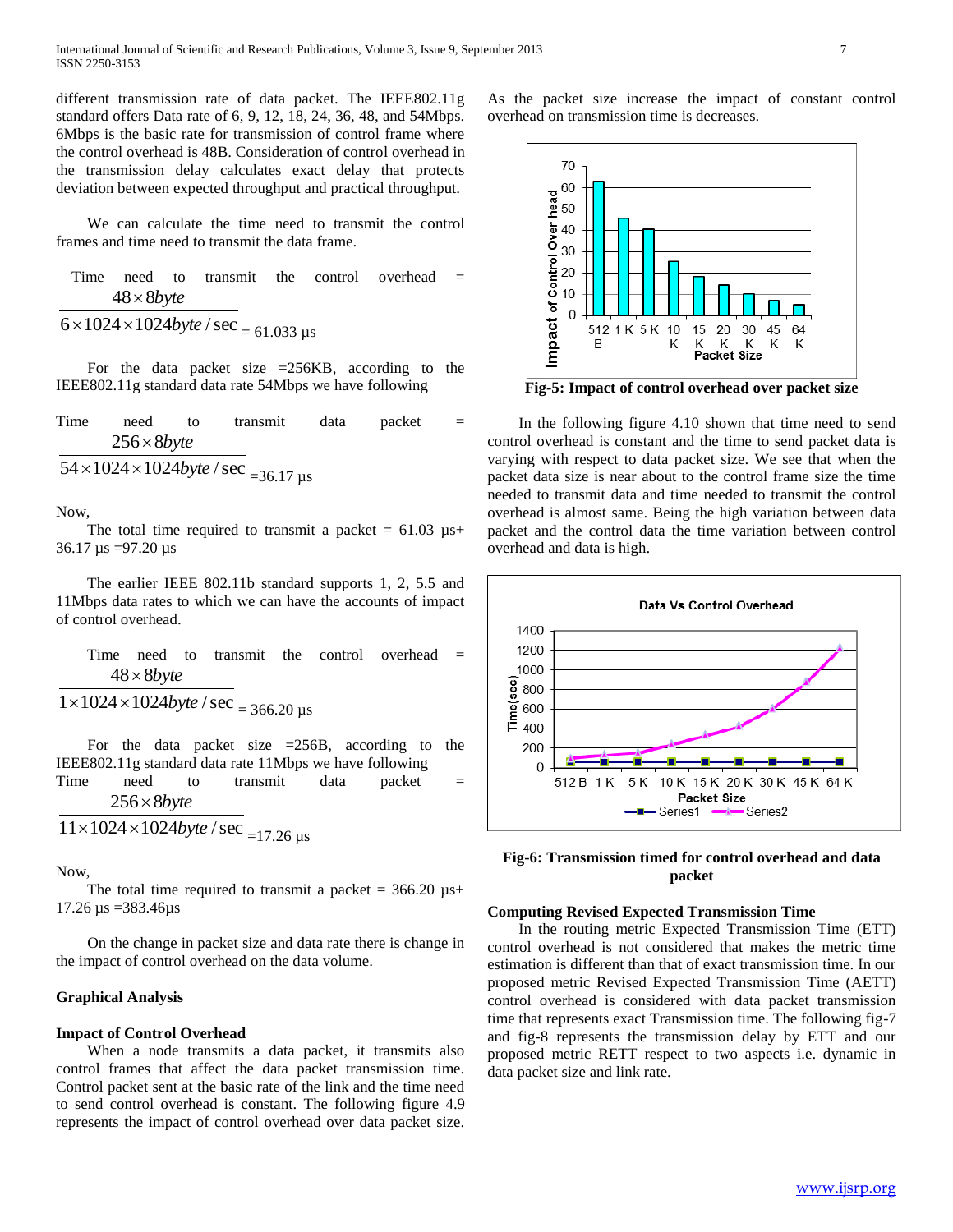different transmission rate of data packet. The IEEE802.11g standard offers Data rate of 6, 9, 12, 18, 24, 36, 48, and 54Mbps. 6Mbps is the basic rate for transmission of control frame where the control overhead is 48B. Consideration of control overhead in the transmission delay calculates exact delay that protects deviation between expected throughput and practical throughput.

We can calculate the time need to transmit the control frames and time need to transmit the data frame.

Time need to transmit the control overhead = $\frac{48 \times 8 byte}{6 \times 1024 \times 1024 byte/\sec}$ = 61.033 µs

For the data packet size =256KB, according to the IEEE802.11g standard data rate 54Mbps we have following

Time need to transmit data packet = $\frac{256 \times 8 byte}{54 \times 1024 \times 1024 byte/\sec}$ =36.17 µs

Now,

The total time required to transmit a packet = 61.03 µs+ 36.17 µs =97.20 µs

The earlier IEEE 802.11b standard supports 1, 2, 5.5 and 11Mbps data rates to which we can have the accounts of impact of control overhead.

Time need to transmit the control overhead = $\frac{48 \times 8 byte}{1 \times 1024 \times 1024 byte/\sec}$ = 366.20 µs

For the data packet size =256B, according to the IEEE802.11g standard data rate 11Mbps we have following

Time need to transmit data packet = $\frac{256 \times 8 byte}{11 \times 1024 \times 1024 byte/\sec}$ =17.26 µs

Now,

The total time required to transmit a packet = 366.20 µs+ 17.26 µs =383.46µs

On the change in packet size and data rate there is change in the impact of control overhead on the data volume.

### Graphical Analysis

### Impact of Control Overhead

When a node transmits a data packet, it transmits also control frames that affect the data packet transmission time. Control packet sent at the basic rate of the link and the time need to send control overhead is constant. The following figure 4.9 represents the impact of control overhead over data packet size. As the packet size increase the impact of constant control overhead on transmission time is decreases.

**Fig-5: Impact of control overhead over packet size**

In the following figure 4.10 shown that time need to send control overhead is constant and the time to send packet data is varying with respect to data packet size. We see that when the packet data size is near about to the control frame size the time needed to transmit data and time needed to transmit the control overhead is almost same. Being the high variation between data packet and the control data the time variation between control overhead and data is high.

**Fig-6: Transmission timed for control overhead and data packet**

### Computing Revised Expected Transmission Time

In the routing metric Expected Transmission Time (ETT) control overhead is not considered that makes the metric time estimation is different than that of exact transmission time. In our proposed metric Revised Expected Transmission Time (AETT) control overhead is considered with data packet transmission time that represents exact Transmission time. The following fig-7 and fig-8 represents the transmission delay by ETT and our proposed metric RETT respect to two aspects i.e. dynamic in data packet size and link rate.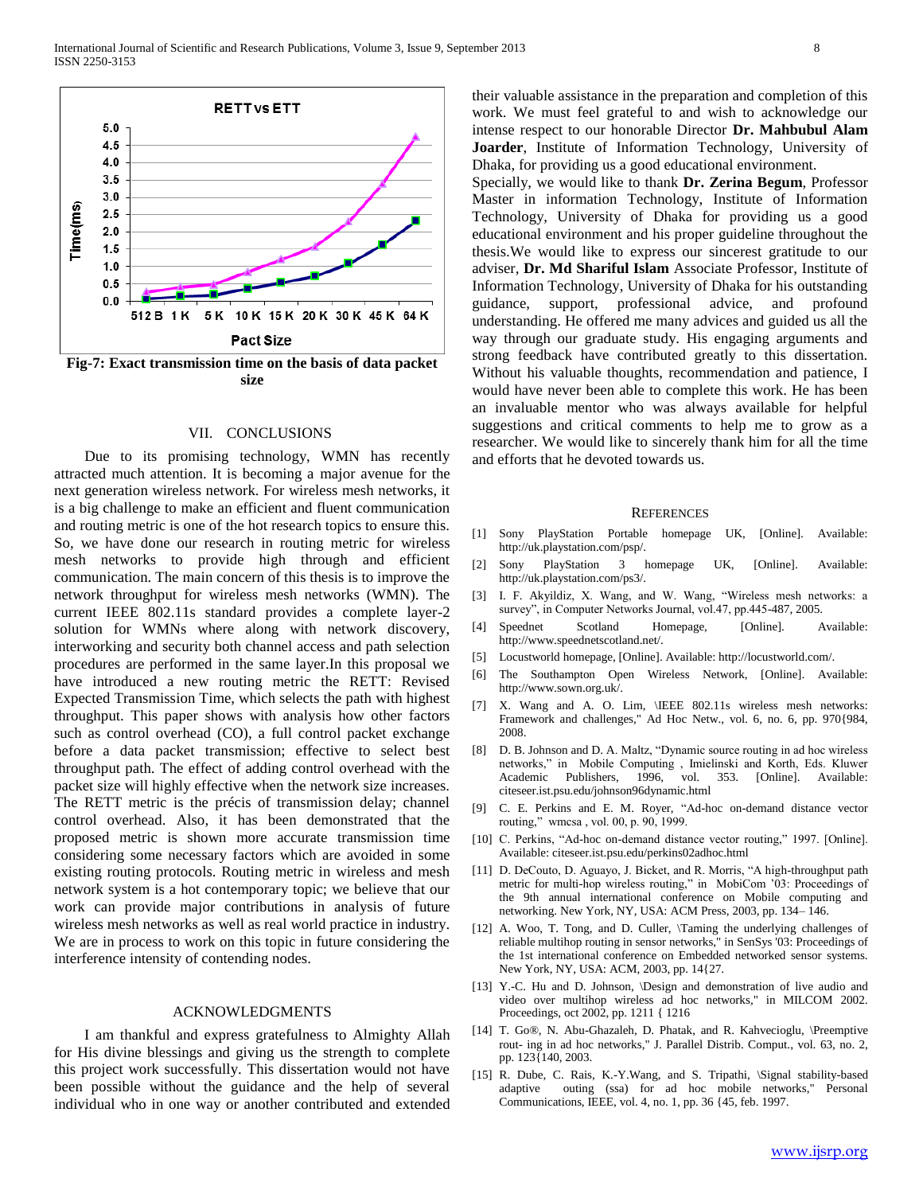Fig-7: Exact transmission time on the basis of data packet size

## VII. CONCLUSIONS

Due to its promising technology, WMN has recently attracted much attention. It is becoming a major avenue for the next generation wireless network. For wireless mesh networks, it is a big challenge to make an efficient and fluent communication and routing metric is one of the hot research topics to ensure this. So, we have done our research in routing metric for wireless mesh networks to provide high through and efficient communication. The main concern of this thesis is to improve the network throughput for wireless mesh networks (WMN). The current IEEE 802.11s standard provides a complete layer-2 solution for WMNs where along with network discovery, interworking and security both channel access and path selection procedures are performed in the same layer.In this proposal we have introduced a new routing metric the RETT: Revised Expected Transmission Time, which selects the path with highest throughput. This paper shows with analysis how other factors such as control overhead (CO), a full control packet exchange before a data packet transmission; effective to select best throughput path. The effect of adding control overhead with the packet size will highly effective when the network size increases. The RETT metric is the précis of transmission delay; channel control overhead. Also, it has been demonstrated that the proposed metric is shown more accurate transmission time considering some necessary factors which are avoided in some existing routing protocols. Routing metric in wireless and mesh network system is a hot contemporary topic; we believe that our work can provide major contributions in analysis of future wireless mesh networks as well as real world practice in industry. We are in process to work on this topic in future considering the interference intensity of contending nodes.

## ACKNOWLEDGMENTS

I am thankful and express gratefulness to Almighty Allah for His divine blessings and giving us the strength to complete this project work successfully. This dissertation would not have been possible without the guidance and the help of several individual who in one way or another contributed and extended their valuable assistance in the preparation and completion of this work. We must feel grateful to and wish to acknowledge our intense respect to our honorable Director **Dr. Mahbubul Alam Joarder**, Institute of Information Technology, University of Dhaka, for providing us a good educational environment.

Specially, we would like to thank **Dr. Zerina Begum**, Professor Master in information Technology, Institute of Information Technology, University of Dhaka for providing us a good educational environment and his proper guideline throughout the thesis.We would like to express our sincerest gratitude to our adviser, **Dr. Md Shariful Islam** Associate Professor, Institute of Information Technology, University of Dhaka for his outstanding guidance, support, professional advice, and profound understanding. He offered me many advices and guided us all the way through our graduate study. His engaging arguments and strong feedback have contributed greatly to this dissertation. Without his valuable thoughts, recommendation and patience, I would have never been able to complete this work. He has been an invaluable mentor who was always available for helpful suggestions and critical comments to help me to grow as a researcher. We would like to sincerely thank him for all the time and efforts that he devoted towards us.

## REFERENCES

[1] Sony PlayStation Portable homepage UK, [Online]. Available: http://uk.playstation.com/psp/.

[2] Sony PlayStation 3 homepage UK, [Online]. Available: http://uk.playstation.com/ps3/.

[3] I. F. Akyildiz, X. Wang, and W. Wang, "Wireless mesh networks: a survey", in Computer Networks Journal, vol.47, pp.445-487, 2005.

[4] Speednet Scotland Homepage, [Online]. Available: http://www.speednetscotland.net/.

[5] Locustworld homepage, [Online]. Available: http://locustworld.com/.

[6] The Southampton Open Wireless Network, [Online]. Available: http://www.sown.org.uk/.

[7] X. Wang and A. O. Lim, \IEEE 802.11s wireless mesh networks: Framework and challenges," Ad Hoc Netw., vol. 6, no. 6, pp. 970{984, 2008.

[8] D. B. Johnson and D. A. Maltz, "Dynamic source routing in ad hoc wireless networks," in Mobile Computing , Imielinski and Korth, Eds. Kluwer Academic Publishers, 1996, vol. 353. [Online]. Available: citeseer.ist.psu.edu/johnson96dynamic.html

[9] C. E. Perkins and E. M. Royer, "Ad-hoc on-demand distance vector routing," wmcsa , vol. 00, p. 90, 1999.

[10] C. Perkins, "Ad-hoc on-demand distance vector routing," 1997. [Online]. Available: citeseer.ist.psu.edu/perkins02adhoc.html

[11] D. DeCouto, D. Aguayo, J. Bicket, and R. Morris, "A high-throughput path metric for multi-hop wireless routing," in MobiCom '03: Proceedings of the 9th annual international conference on Mobile computing and networking. New York, NY, USA: ACM Press, 2003, pp. 134– 146.

[12] A. Woo, T. Tong, and D. Culler, \Taming the underlying challenges of reliable multihop routing in sensor networks," in SenSys '03: Proceedings of the 1st international conference on Embedded networked sensor systems. New York, NY, USA: ACM, 2003, pp. 14{27.

[13] Y.-C. Hu and D. Johnson, \Design and demonstration of live audio and video over multihop wireless ad hoc networks," in MILCOM 2002. Proceedings, oct 2002, pp. 1211 { 1216

[14] T. Go®, N. Abu-Ghazaleh, D. Phatak, and R. Kahvecioglu, \Preemptive rout- ing in ad hoc networks," J. Parallel Distrib. Comput., vol. 63, no. 2, pp. 123{140, 2003.

[15] R. Dube, C. Rais, K.-Y.Wang, and S. Tripathi, \Signal stability-based adaptive outing (ssa) for ad hoc mobile networks," Personal Communications, IEEE, vol. 4, no. 1, pp. 36 {45, feb. 1997.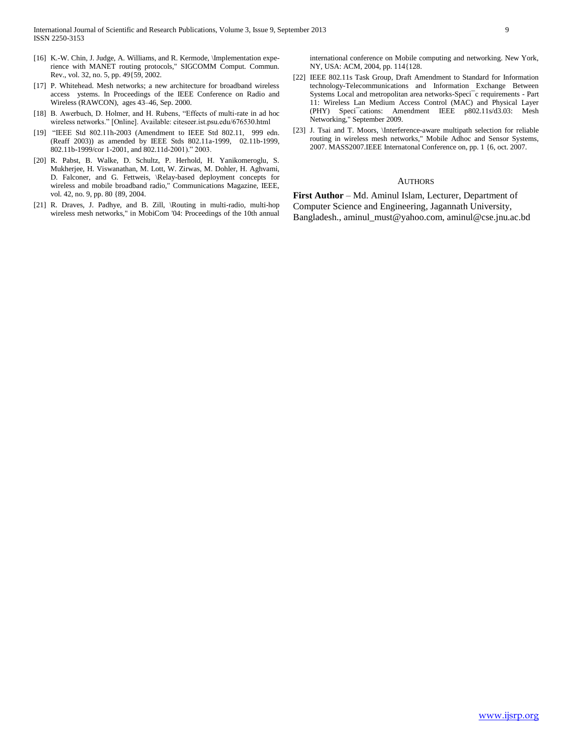[16] K.-W. Chin, J. Judge, A. Williams, and R. Kermode, \Implementation experience with MANET routing protocols," SIGCOMM Comput. Commun. Rev., vol. 32, no. 5, pp. 49{59, 2002.

[17] P. Whitehead. Mesh networks; a new architecture for broadband wireless access ystems. In Proceedings of the IEEE Conference on Radio and Wireless (RAWCON), ages 43–46, Sep. 2000.

[18] B. Awerbuch, D. Holmer, and H. Rubens, "Effects of multi-rate in ad hoc wireless networks." [Online]. Available: citeseer.ist.psu.edu/676530.html

[19] "IEEE Std 802.11h-2003 (Amendment to IEEE Std 802.11, 999 edn. (Reaff 2003)) as amended by IEEE Stds 802.11a-1999, 02.11b-1999, 802.11b-1999/cor 1-2001, and 802.11d-2001)." 2003.

[20] R. Pabst, B. Walke, D. Schultz, P. Herhold, H. Yanikomeroglu, S. Mukherjee, H. Viswanathan, M. Lott, W. Zirwas, M. Dohler, H. Aghvami, D. Falconer, and G. Fettweis, \Relay-based deployment concepts for wireless and mobile broadband radio," Communications Magazine, IEEE, vol. 42, no. 9, pp. 80 {89, 2004.

[21] R. Draves, J. Padhye, and B. Zill, \Routing in multi-radio, multi-hop wireless mesh networks," in MobiCom '04: Proceedings of the 10th annual international conference on Mobile computing and networking. New York, NY, USA: ACM, 2004, pp. 114{128.

[22] IEEE 802.11s Task Group, Draft Amendment to Standard for Information technology-Telecommunications and Information Exchange Between Systems Local and metropolitan area networks-Speci¯c requirements - Part 11: Wireless Lan Medium Access Control (MAC) and Physical Layer (PHY) Speci¯cations: Amendment IEEE p802.11s/d3.03: Mesh Networking," September 2009.

[23] J. Tsai and T. Moors, \Interference-aware multipath selection for reliable routing in wireless mesh networks," Mobile Adhoc and Sensor Systems, 2007. MASS2007.IEEE Internatonal Conference on, pp. 1 {6, oct. 2007.

## AUTHORS

**First Author** – Md. Aminul Islam, Lecturer, Department of Computer Science and Engineering, Jagannath University, Bangladesh., aminul_must@yahoo.com, aminul@cse.jnu.ac.bd